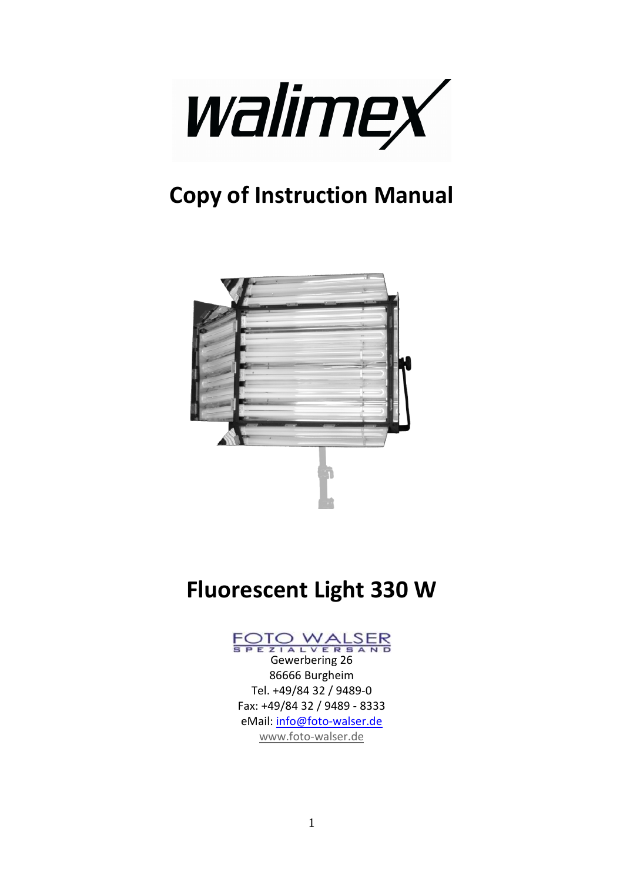walimex

# Copy of Instruction Manual

# Fluorescent Light 330 W

FOTO WALSER
SPEZIALVERSAND

Gewerbering 26
86666 Burgheim
Tel. +49/84 32 / 9489-0
Fax: +49/84 32 / 9489 - 8333
eMail: info@foto-walser.de
www.foto-walser.de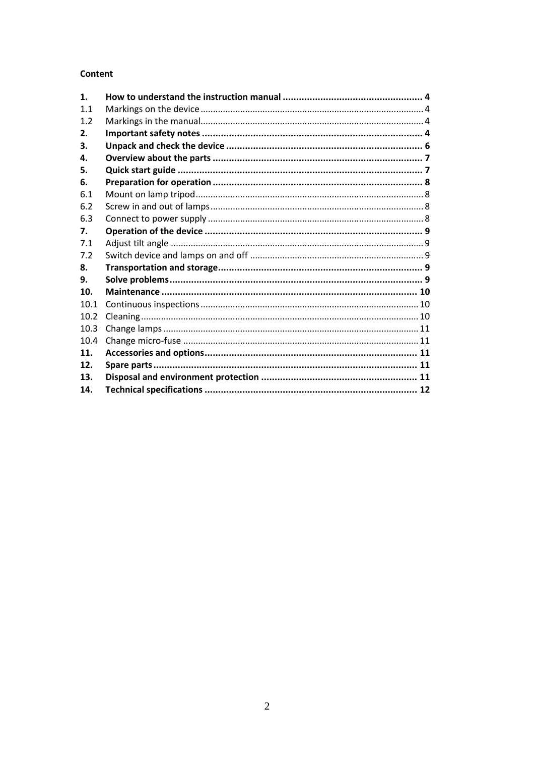**Content**

| | | |
|---|---|---|
| **1.** | **How to understand the instruction manual** | **4** |
| 1.1 | Markings on the device | 4 |
| 1.2 | Markings in the manual | 4 |
| **2.** | **Important safety notes** | **4** |
| **3.** | **Unpack and check the device** | **6** |
| **4.** | **Overview about the parts** | **7** |
| **5.** | **Quick start guide** | **7** |
| **6.** | **Preparation for operation** | **8** |
| 6.1 | Mount on lamp tripod | 8 |
| 6.2 | Screw in and out of lamps | 8 |
| 6.3 | Connect to power supply | 8 |
| **7.** | **Operation of the device** | **9** |
| 7.1 | Adjust tilt angle | 9 |
| 7.2 | Switch device and lamps on and off | 9 |
| **8.** | **Transportation and storage** | **9** |
| **9.** | **Solve problems** | **9** |
| **10.** | **Maintenance** | **10** |
| 10.1 | Continuous inspections | 10 |
| 10.2 | Cleaning | 10 |
| 10.3 | Change lamps | 11 |
| 10.4 | Change micro-fuse | 11 |
| **11.** | **Accessories and options** | **11** |
| **12.** | **Spare parts** | **11** |
| **13.** | **Disposal and environment protection** | **11** |
| **14.** | **Technical specifications** | **12** |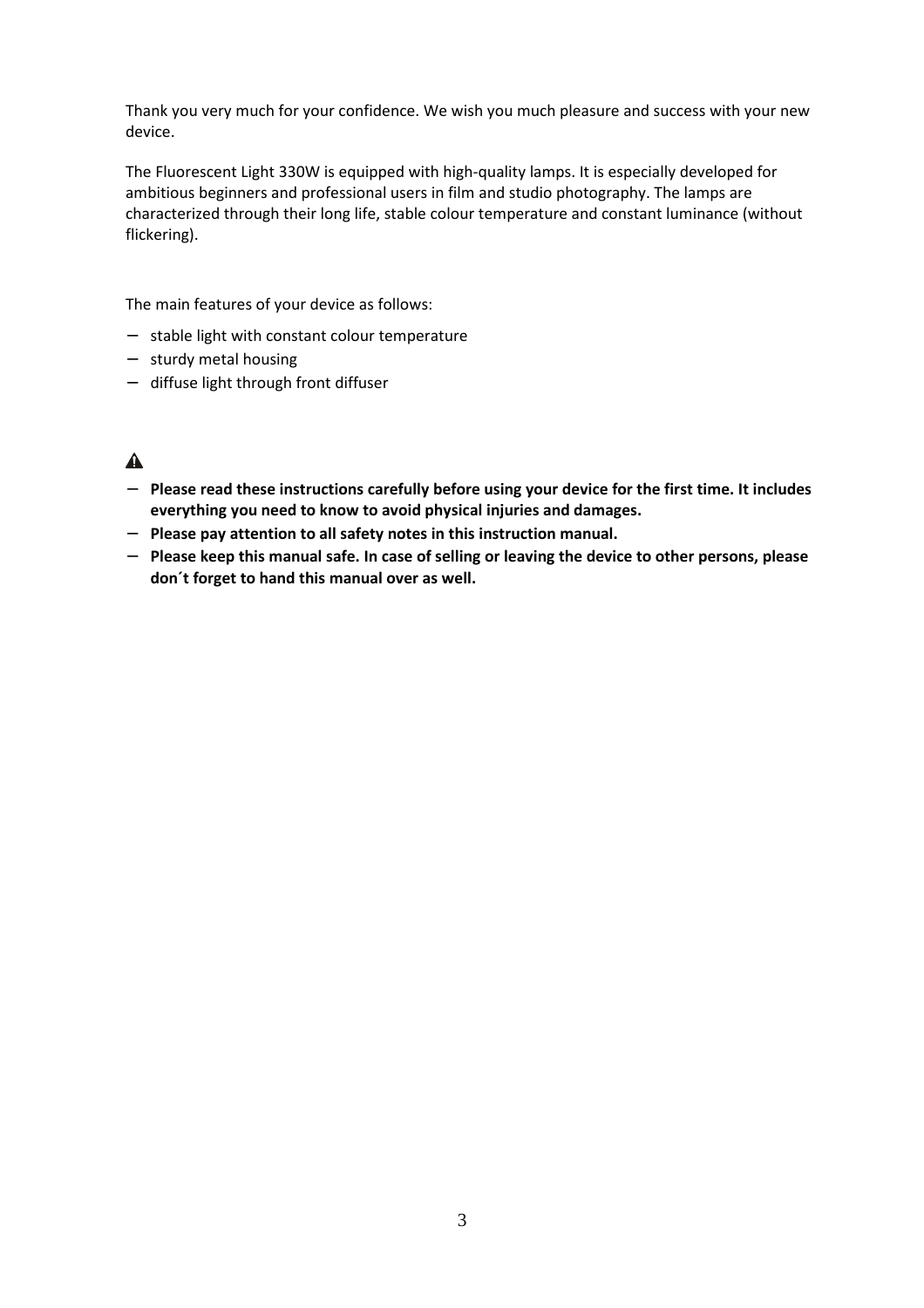Thank you very much for your confidence. We wish you much pleasure and success with your new device.

The Fluorescent Light 330W is equipped with high-quality lamps. It is especially developed for ambitious beginners and professional users in film and studio photography. The lamps are characterized through their long life, stable colour temperature and constant luminance (without flickering).

The main features of your device as follows:

- stable light with constant colour temperature
- sturdy metal housing
- diffuse light through front diffuser

⚠

- **Please read these instructions carefully before using your device for the first time. It includes everything you need to know to avoid physical injuries and damages.**
- **Please pay attention to all safety notes in this instruction manual.**
- **Please keep this manual safe. In case of selling or leaving the device to other persons, please don´t forget to hand this manual over as well.**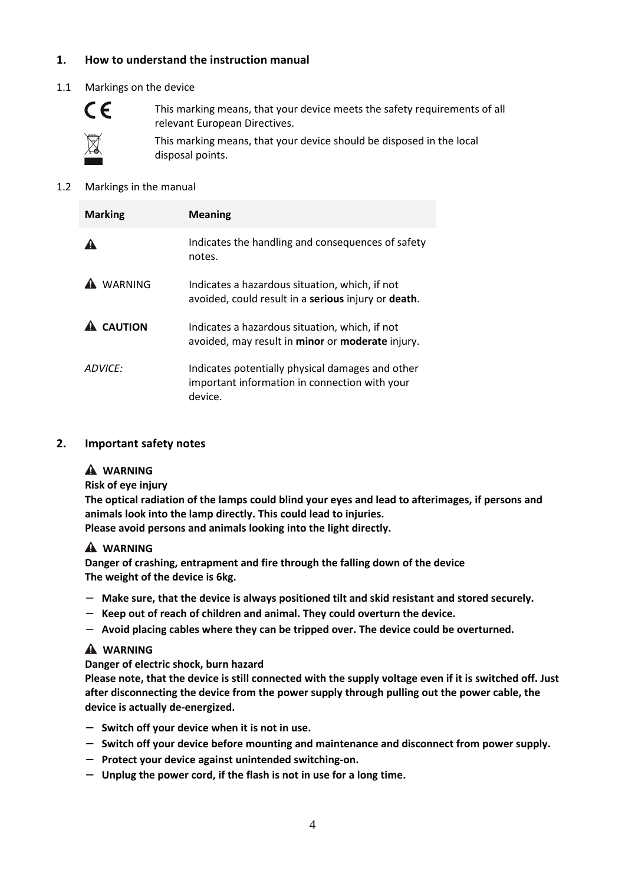## 1. How to understand the instruction manual

### 1.1 Markings on the device

CE — This marking means, that your device meets the safety requirements of all relevant European Directives.

This marking means, that your device should be disposed in the local disposal points.

### 1.2 Markings in the manual

| Marking | Meaning |
|---|---|
| ⚠ | Indicates the handling and consequences of safety notes. |
| ⚠ WARNING | Indicates a hazardous situation, which, if not avoided, could result in a **serious** injury or **death**. |
| ⚠ **CAUTION** | Indicates a hazardous situation, which, if not avoided, may result in **minor** or **moderate** injury. |
| *ADVICE:* | Indicates potentially physical damages and other important information in connection with your device. |

## 2. Important safety notes

**⚠ WARNING**

**Risk of eye injury**

**The optical radiation of the lamps could blind your eyes and lead to afterimages, if persons and animals look into the lamp directly. This could lead to injuries.**
**Please avoid persons and animals looking into the light directly.**

**⚠ WARNING**

**Danger of crashing, entrapment and fire through the falling down of the device**
**The weight of the device is 6kg.**

- **Make sure, that the device is always positioned tilt and skid resistant and stored securely.**
- **Keep out of reach of children and animal. They could overturn the device.**
- **Avoid placing cables where they can be tripped over. The device could be overturned.**

**⚠ WARNING**

**Danger of electric shock, burn hazard**

**Please note, that the device is still connected with the supply voltage even if it is switched off. Just after disconnecting the device from the power supply through pulling out the power cable, the device is actually de-energized.**

- **Switch off your device when it is not in use.**
- **Switch off your device before mounting and maintenance and disconnect from power supply.**
- **Protect your device against unintended switching-on.**
- **Unplug the power cord, if the flash is not in use for a long time.**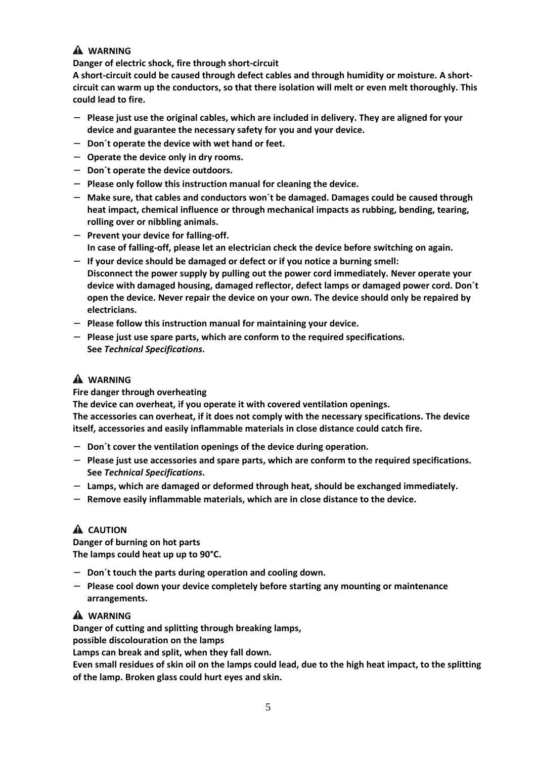**⚠ WARNING**

**Danger of electric shock, fire through short-circuit**

**A short-circuit could be caused through defect cables and through humidity or moisture. A short-circuit can warm up the conductors, so that there isolation will melt or even melt thoroughly. This could lead to fire.**

- **Please just use the original cables, which are included in delivery. They are aligned for your device and guarantee the necessary safety for you and your device.**
- **Don´t operate the device with wet hand or feet.**
- **Operate the device only in dry rooms.**
- **Don´t operate the device outdoors.**
- **Please only follow this instruction manual for cleaning the device.**
- **Make sure, that cables and conductors won´t be damaged. Damages could be caused through heat impact, chemical influence or through mechanical impacts as rubbing, bending, tearing, rolling over or nibbling animals.**
- **Prevent your device for falling-off.**
  **In case of falling-off, please let an electrician check the device before switching on again.**
- **If your device should be damaged or defect or if you notice a burning smell:**
  **Disconnect the power supply by pulling out the power cord immediately. Never operate your device with damaged housing, damaged reflector, defect lamps or damaged power cord. Don´t open the device. Never repair the device on your own. The device should only be repaired by electricians.**
- **Please follow this instruction manual for maintaining your device.**
- **Please just use spare parts, which are conform to the required specifications.**
  **See *Technical Specifications*.**

**⚠ WARNING**

**Fire danger through overheating**

**The device can overheat, if you operate it with covered ventilation openings.**
**The accessories can overheat, if it does not comply with the necessary specifications. The device itself, accessories and easily inflammable materials in close distance could catch fire.**

- **Don´t cover the ventilation openings of the device during operation.**
- **Please just use accessories and spare parts, which are conform to the required specifications. See *Technical Specifications*.**
- **Lamps, which are damaged or deformed through heat, should be exchanged immediately.**
- **Remove easily inflammable materials, which are in close distance to the device.**

**⚠ CAUTION**

**Danger of burning on hot parts**

**The lamps could heat up up to 90°C.**

- **Don´t touch the parts during operation and cooling down.**
- **Please cool down your device completely before starting any mounting or maintenance arrangements.**

**⚠ WARNING**

**Danger of cutting and splitting through breaking lamps,**
**possible discolouration on the lamps**

**Lamps can break and split, when they fall down.**

**Even small residues of skin oil on the lamps could lead, due to the high heat impact, to the splitting of the lamp. Broken glass could hurt eyes and skin.**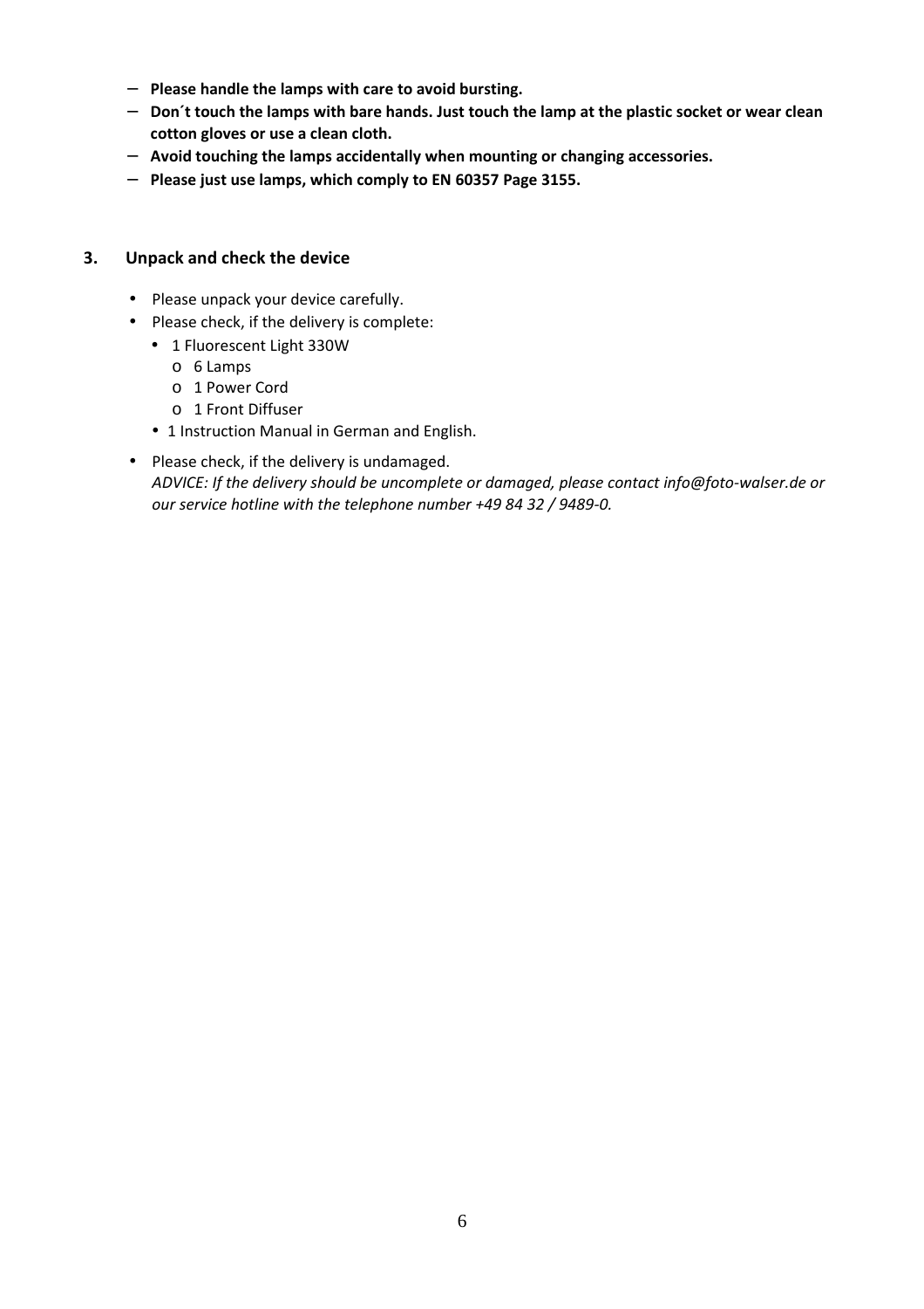- **Please handle the lamps with care to avoid bursting.**
- **Don´t touch the lamps with bare hands. Just touch the lamp at the plastic socket or wear clean cotton gloves or use a clean cloth.**
- **Avoid touching the lamps accidentally when mounting or changing accessories.**
- **Please just use lamps, which comply to EN 60357 Page 3155.**

## 3. Unpack and check the device

- Please unpack your device carefully.
- Please check, if the delivery is complete:
  - 1 Fluorescent Light 330W
    - 6 Lamps
    - 1 Power Cord
    - 1 Front Diffuser
  - 1 Instruction Manual in German and English.
- Please check, if the delivery is undamaged.
  *ADVICE: If the delivery should be uncomplete or damaged, please contact info@foto-walser.de or our service hotline with the telephone number +49 84 32 / 9489-0.*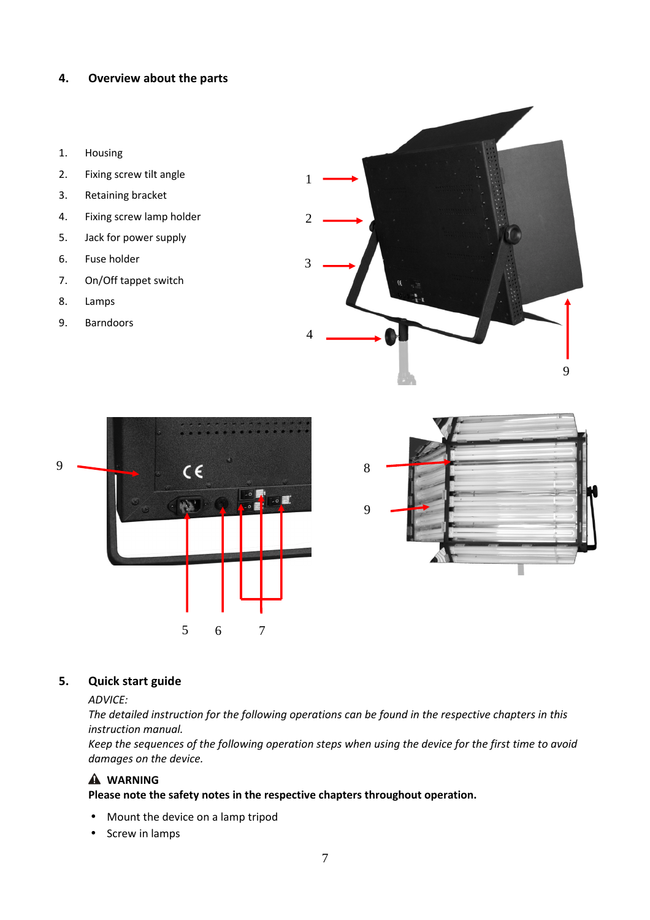## 4. Overview about the parts

1. Housing
2. Fixing screw tilt angle
3. Retaining bracket
4. Fixing screw lamp holder
5. Jack for power supply
6. Fuse holder
7. On/Off tappet switch
8. Lamps
9. Barndoors

## 5. Quick start guide

*ADVICE:*
*The detailed instruction for the following operations can be found in the respective chapters in this instruction manual.*
*Keep the sequences of the following operation steps when using the device for the first time to avoid damages on the device.*

⚠ **WARNING**
**Please note the safety notes in the respective chapters throughout operation.**

- Mount the device on a lamp tripod
- Screw in lamps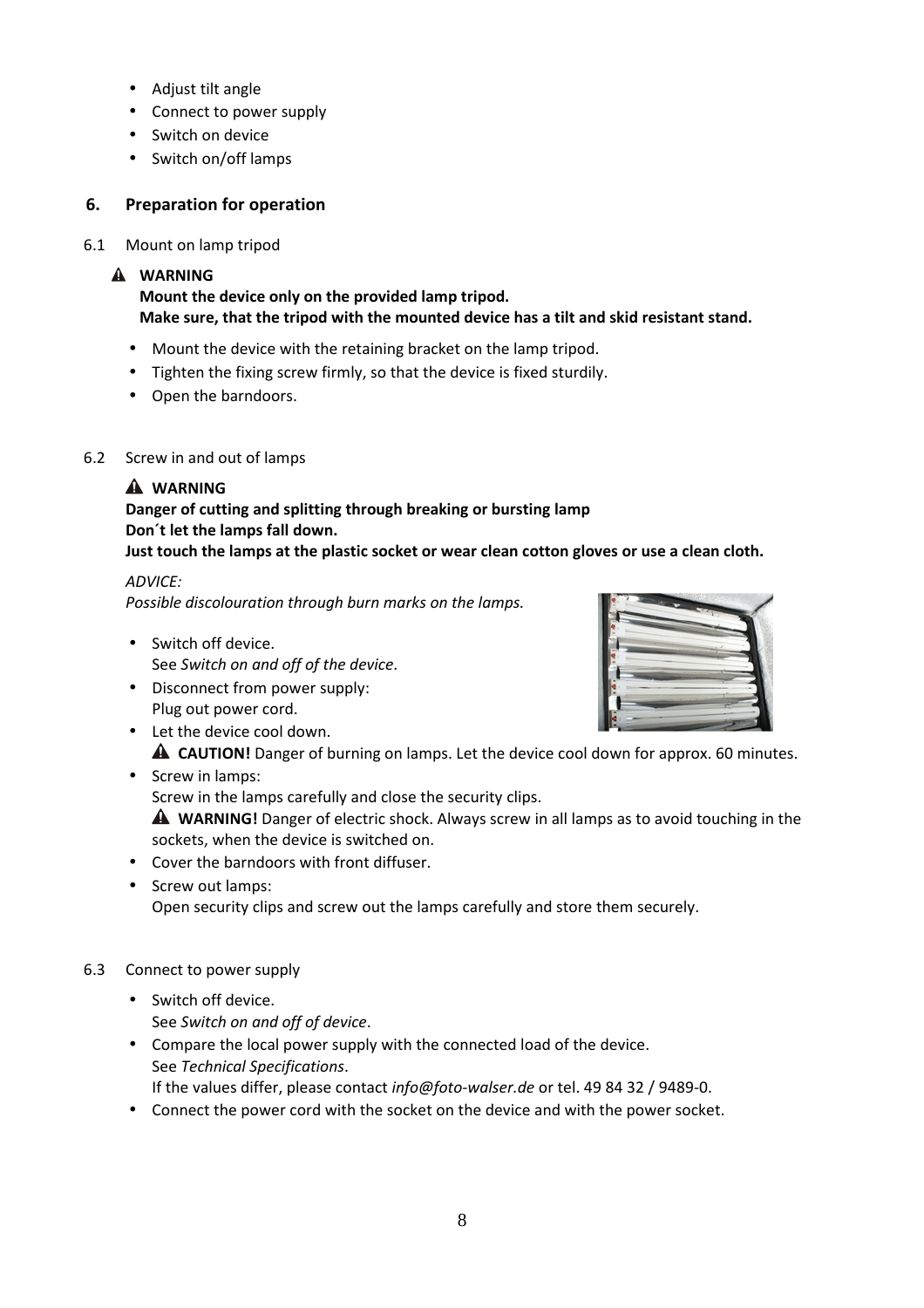- Adjust tilt angle
- Connect to power supply
- Switch on device
- Switch on/off lamps

## 6. Preparation for operation

### 6.1 Mount on lamp tripod

⚠ **WARNING**
**Mount the device only on the provided lamp tripod.**
**Make sure, that the tripod with the mounted device has a tilt and skid resistant stand.**

- Mount the device with the retaining bracket on the lamp tripod.
- Tighten the fixing screw firmly, so that the device is fixed sturdily.
- Open the barndoors.

### 6.2 Screw in and out of lamps

⚠ **WARNING**
**Danger of cutting and splitting through breaking or bursting lamp**
**Don´t let the lamps fall down.**
**Just touch the lamps at the plastic socket or wear clean cotton gloves or use a clean cloth.**

*ADVICE:*
*Possible discolouration through burn marks on the lamps.*

- Switch off device.
  See *Switch on and off of the device*.
- Disconnect from power supply:
  Plug out power cord.
- Let the device cool down.
  ⚠ **CAUTION!** Danger of burning on lamps. Let the device cool down for approx. 60 minutes.
- Screw in lamps:
  Screw in the lamps carefully and close the security clips.
  ⚠ **WARNING!** Danger of electric shock. Always screw in all lamps as to avoid touching in the sockets, when the device is switched on.
- Cover the barndoors with front diffuser.
- Screw out lamps:
  Open security clips and screw out the lamps carefully and store them securely.

### 6.3 Connect to power supply

- Switch off device.
  See *Switch on and off of device*.
- Compare the local power supply with the connected load of the device.
  See *Technical Specifications*.
  If the values differ, please contact *info@foto-walser.de* or tel. 49 84 32 / 9489-0.
- Connect the power cord with the socket on the device and with the power socket.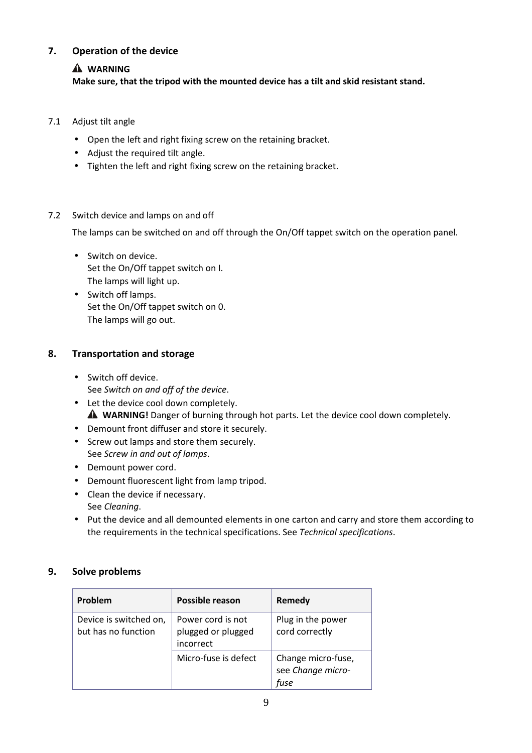## 7. Operation of the device

**⚠ WARNING**
**Make sure, that the tripod with the mounted device has a tilt and skid resistant stand.**

### 7.1 Adjust tilt angle

- Open the left and right fixing screw on the retaining bracket.
- Adjust the required tilt angle.
- Tighten the left and right fixing screw on the retaining bracket.

### 7.2 Switch device and lamps on and off

The lamps can be switched on and off through the On/Off tappet switch on the operation panel.

- Switch on device.
  Set the On/Off tappet switch on I.
  The lamps will light up.
- Switch off lamps.
  Set the On/Off tappet switch on 0.
  The lamps will go out.

## 8. Transportation and storage

- Switch off device.
  See *Switch on and off of the device*.
- Let the device cool down completely.
  ⚠ **WARNING!** Danger of burning through hot parts. Let the device cool down completely.
- Demount front diffuser and store it securely.
- Screw out lamps and store them securely.
  See *Screw in and out of lamps*.
- Demount power cord.
- Demount fluorescent light from lamp tripod.
- Clean the device if necessary.
  See *Cleaning*.
- Put the device and all demounted elements in one carton and carry and store them according to the requirements in the technical specifications. See *Technical specifications*.

## 9. Solve problems

| Problem | Possible reason | Remedy |
|---|---|---|
| Device is switched on, but has no function | Power cord is not plugged or plugged incorrect | Plug in the power cord correctly |
| | Micro-fuse is defect | Change micro-fuse, see *Change micro-fuse* |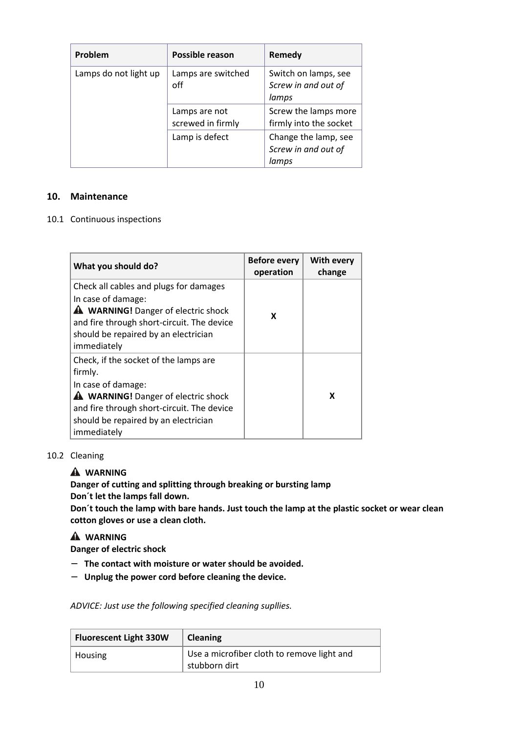| Problem | Possible reason | Remedy |
| --- | --- | --- |
| Lamps do not light up | Lamps are switched off | Switch on lamps, see *Screw in and out of lamps* |
| | Lamps are not screwed in firmly | Screw the lamps more firmly into the socket |
| | Lamp is defect | Change the lamp, see *Screw in and out of lamps* |

## 10. Maintenance

### 10.1 Continuous inspections

| What you should do? | Before every operation | With every change |
| --- | --- | --- |
| Check all cables and plugs for damages<br>In case of damage:<br>⚠ **WARNING!** Danger of electric shock and fire through short-circuit. The device should be repaired by an electrician immediately | X | |
| Check, if the socket of the lamps are firmly.<br>In case of damage:<br>⚠ **WARNING!** Danger of electric shock and fire through short-circuit. The device should be repaired by an electrician immediately | | X |

### 10.2 Cleaning

⚠ **WARNING**

**Danger of cutting and splitting through breaking or bursting lamp**
**Don´t let the lamps fall down.**
**Don´t touch the lamp with bare hands. Just touch the lamp at the plastic socket or wear clean cotton gloves or use a clean cloth.**

⚠ **WARNING**

**Danger of electric shock**

- **The contact with moisture or water should be avoided.**
- **Unplug the power cord before cleaning the device.**

*ADVICE: Just use the following specified cleaning supllies.*

| Fluorescent Light 330W | Cleaning |
| --- | --- |
| Housing | Use a microfiber cloth to remove light and stubborn dirt |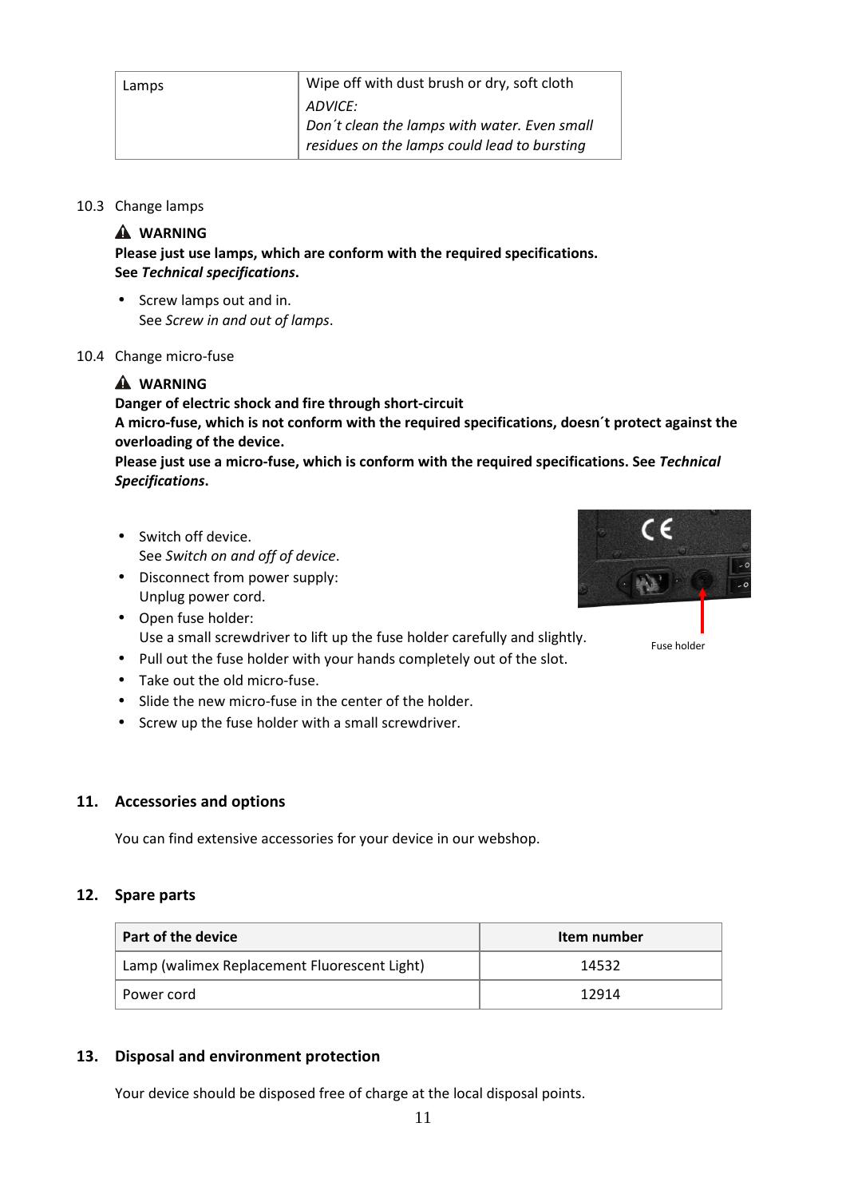| Lamps | Wipe off with dust brush or dry, soft cloth<br>*ADVICE:*<br>*Don´t clean the lamps with water. Even small residues on the lamps could lead to bursting* |
|---|---|

10.3 Change lamps

**⚠ WARNING**
**Please just use lamps, which are conform with the required specifications.**
**See *Technical specifications*.**

- Screw lamps out and in.
  See *Screw in and out of lamps*.

10.4 Change micro-fuse

**⚠ WARNING**
**Danger of electric shock and fire through short-circuit**
**A micro-fuse, which is not conform with the required specifications, doesn´t protect against the overloading of the device.**
**Please just use a micro-fuse, which is conform with the required specifications. See *Technical Specifications*.**

- Switch off device.
  See *Switch on and off of device*.
- Disconnect from power supply:
  Unplug power cord.
- Open fuse holder:
  Use a small screwdriver to lift up the fuse holder carefully and slightly.
- Pull out the fuse holder with your hands completely out of the slot.
- Take out the old micro-fuse.
- Slide the new micro-fuse in the center of the holder.
- Screw up the fuse holder with a small screwdriver.

Fuse holder

## 11. Accessories and options

You can find extensive accessories for your device in our webshop.

## 12. Spare parts

| Part of the device | Item number |
|---|---|
| Lamp (walimex Replacement Fluorescent Light) | 14532 |
| Power cord | 12914 |

## 13. Disposal and environment protection

Your device should be disposed free of charge at the local disposal points.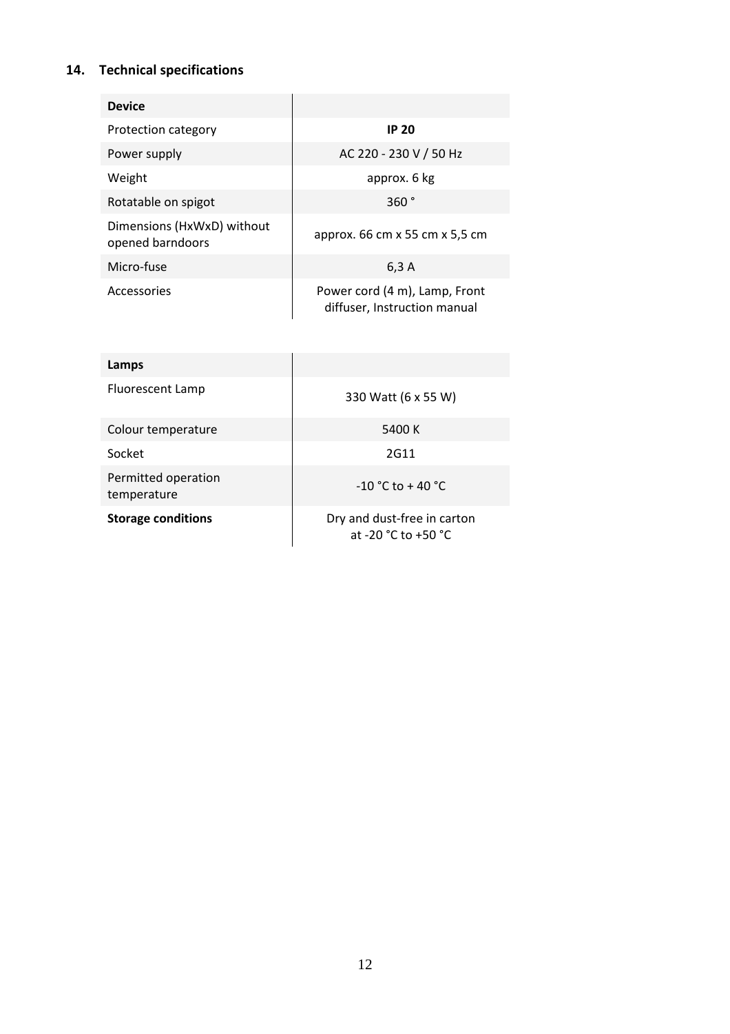## 14. Technical specifications

| **Device** | |
|---|---|
| Protection category | **IP 20** |
| Power supply | AC 220 - 230 V / 50 Hz |
| Weight | approx. 6 kg |
| Rotatable on spigot | 360 ° |
| Dimensions (HxWxD) without opened barndoors | approx. 66 cm x 55 cm x 5,5 cm |
| Micro-fuse | 6,3 A |
| Accessories | Power cord (4 m), Lamp, Front diffuser, Instruction manual |

| **Lamps** | |
|---|---|
| Fluorescent Lamp | 330 Watt (6 x 55 W) |
| Colour temperature | 5400 K |
| Socket | 2G11 |
| Permitted operation temperature | -10 °C to + 40 °C |
| **Storage conditions** | Dry and dust-free in carton at -20 °C to +50 °C |